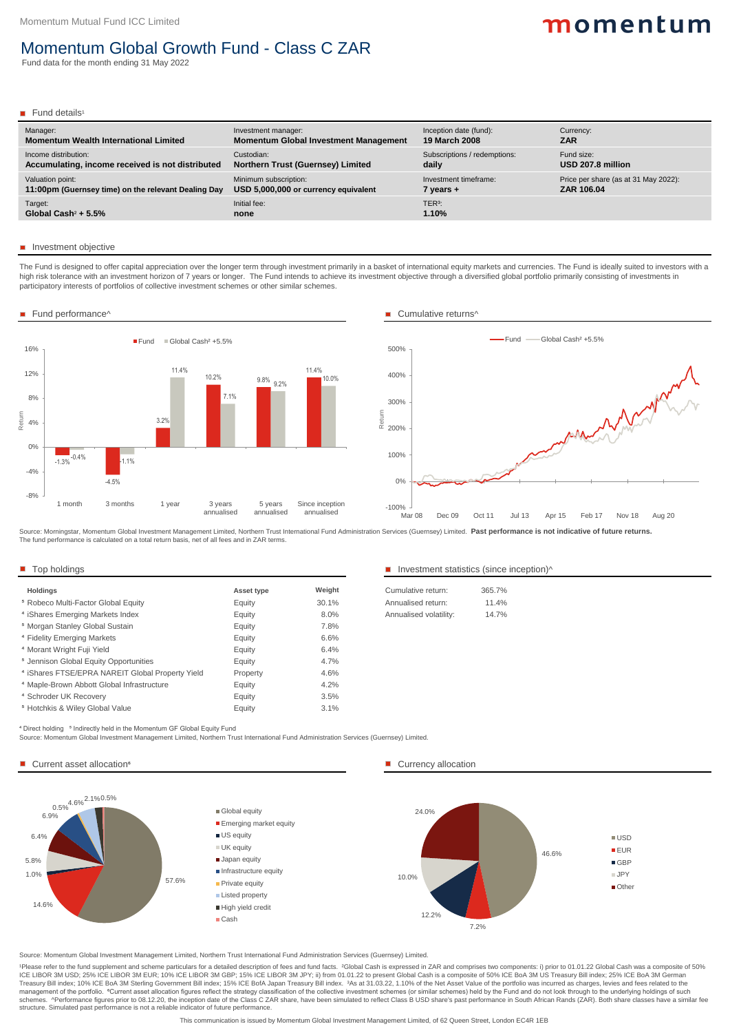Momentum Mutual Fund ICC Limited

# Momentum Global Growth Fund - Class C ZAR

Fund data for the month ending 31 May 2022

## Fund details[1]

| Manager: | Investment manager: | Inception date (fund): | Currency: |
|---|---|---|---|
| **Momentum Wealth International Limited** | **Momentum Global Investment Management** | **19 March 2008** | **ZAR** |
| Income distribution: | Custodian: | Subscriptions / redemptions: | Fund size: |
| **Accumulating, income received is not distributed** | **Northern Trust (Guernsey) Limited** | **daily** | **USD 207.8 million** |
| Valuation point: | Minimum subscription: | Investment timeframe: | Price per share (as at 31 May 2022): |
| **11:00pm (Guernsey time) on the relevant Dealing Day** | **USD 5,000,000 or currency equivalent** | **7 years +** | **ZAR 106.04** |
| Target: | Initial fee: | TER[3]: | |
| **Global Cash[2] + 5.5%** | **none** | **1.10%** | |

## Investment objective

The Fund is designed to offer capital appreciation over the longer term through investment primarily in a basket of international equity markets and currencies. The Fund is ideally suited to investors with a high risk tolerance with an investment horizon of 7 years or longer. The Fund intends to achieve its investment objective through a diversified global portfolio primarily consisting of investments in participatory interests of portfolios of collective investment schemes or other similar schemes.

## Fund performance^

| | 1 month | 3 months | 1 year | 3 years annualised | 5 years annualised | Since inception annualised |
|---|---|---|---|---|---|---|
| Fund | -1.3% | -4.5% | 3.2% | 10.2% | 9.8% | 11.4% |
| Global Cash[2] +5.5% | -0.4% | -1.1% | 11.4% | 7.1% | 9.2% | 10.0% |

## Cumulative returns^

Source: Morningstar, Momentum Global Investment Management Limited, Northern Trust International Fund Administration Services (Guernsey) Limited. **Past performance is not indicative of future returns.**
The fund performance is calculated on a total return basis, net of all fees and in ZAR terms.

## Top holdings

| Holdings | Asset type | Weight |
|---|---|---|
| [5] Robeco Multi-Factor Global Equity | Equity | 30.1% |
| [4] iShares Emerging Markets Index | Equity | 8.0% |
| [5] Morgan Stanley Global Sustain | Equity | 7.8% |
| [4] Fidelity Emerging Markets | Equity | 6.6% |
| [4] Morant Wright Fuji Yield | Equity | 6.4% |
| [5] Jennison Global Equity Opportunities | Equity | 4.7% |
| [4] iShares FTSE/EPRA NAREIT Global Property Yield | Property | 4.6% |
| [4] Maple-Brown Abbott Global Infrastructure | Equity | 4.2% |
| [4] Schroder UK Recovery | Equity | 3.5% |
| [5] Hotchkis & Wiley Global Value | Equity | 3.1% |

[4] Direct holding [5] Indirectly held in the Momentum GF Global Equity Fund
Source: Momentum Global Investment Management Limited, Northern Trust International Fund Administration Services (Guernsey) Limited.

## Investment statistics (since inception)^

| | |
|---|---|
| Cumulative return: | 365.7% |
| Annualised return: | 11.4% |
| Annualised volatility: | 14.7% |

## Current asset allocation[6]

| Asset class | Weight |
|---|---|
| Global equity | 57.6% |
| Emerging market equity | 14.6% |
| US equity | 1.0% |
| UK equity | 5.8% |
| Japan equity | 6.4% |
| Infrastructure equity | 6.9% |
| Private equity | 0.5% |
| Listed property | 4.6% |
| High yield credit | 2.1% |
| Cash | 0.5% |

## Currency allocation

| Currency | Weight |
|---|---|
| USD | 46.6% |
| EUR | 7.2% |
| GBP | 12.2% |
| JPY | 10.0% |
| Other | 24.0% |

Source: Momentum Global Investment Management Limited, Northern Trust International Fund Administration Services (Guernsey) Limited.

[1]Please refer to the fund supplement and scheme particulars for a detailed description of fees and fund facts. [2]Global Cash is expressed in ZAR and comprises two components: i) prior to 01.01.22 Global Cash was a composite of 50% ICE LIBOR 3M USD; 25% ICE LIBOR 3M EUR; 10% ICE LIBOR 3M GBP; 15% ICE LIBOR 3M JPY; ii) from 01.01.22 to present Global Cash is a composite of 50% ICE BoA 3M US Treasury Bill index; 25% ICE BoA 3M German Treasury Bill index; 10% ICE BoA 3M Sterling Government Bill index; 15% ICE BofA Japan Treasury Bill index. [3]As at 31.03.22, 1.10% of the Net Asset Value of the portfolio was incurred as charges, levies and fees related to the management of the portfolio. [6]Current asset allocation figures reflect the strategy classification of the collective investment schemes (or similar schemes) held by the Fund and do not look through to the underlying holdings of such schemes. ^Performance figures prior to 08.12.20, the inception date of the Class C ZAR share, have been simulated to reflect Class B USD share's past performance in South African Rands (ZAR). Both share classes have a similar fee structure. Simulated past performance is not a reliable indicator of future performance.

This communication is issued by Momentum Global Investment Management Limited, of 62 Queen Street, London EC4R 1EB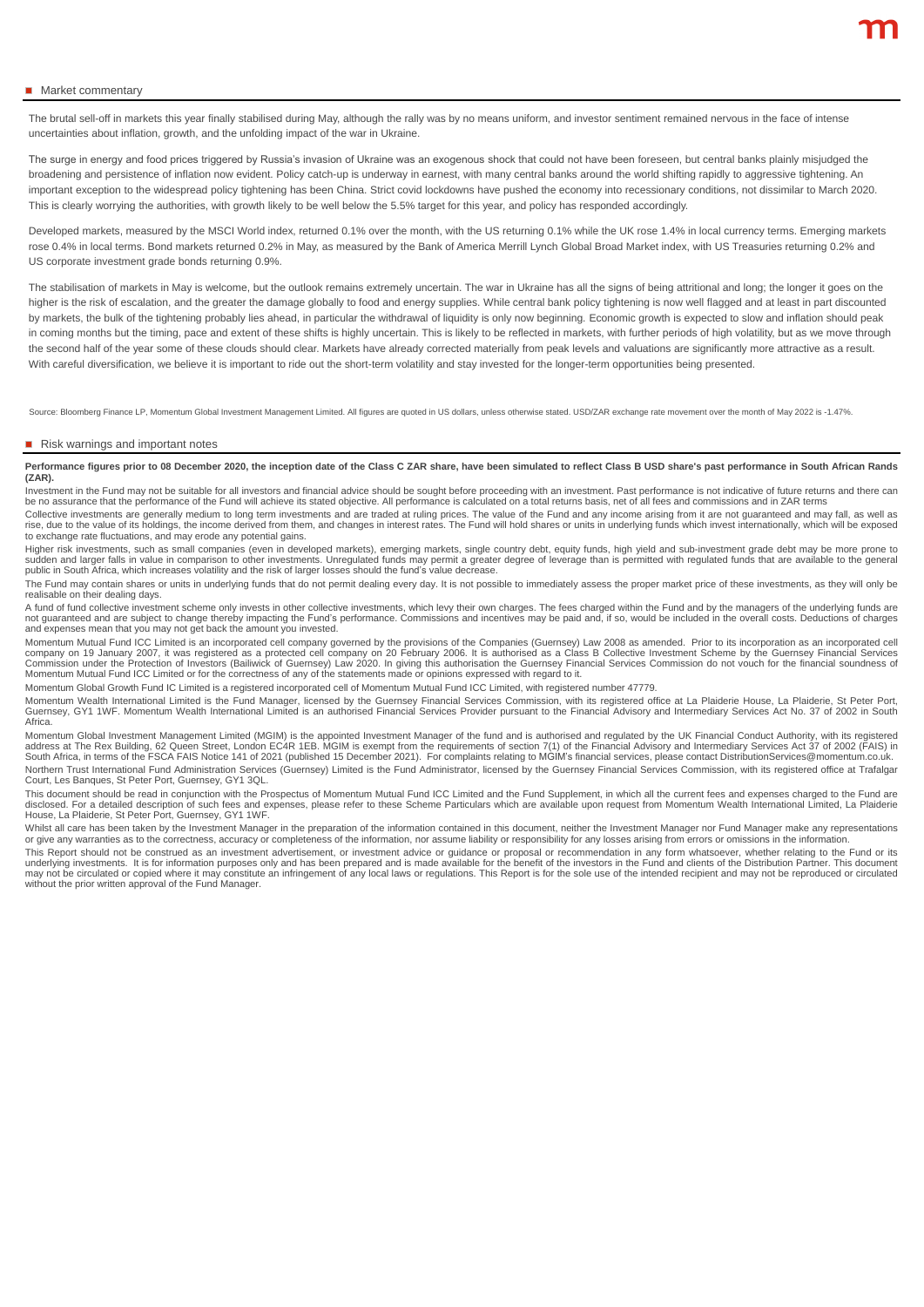## Market commentary

The brutal sell-off in markets this year finally stabilised during May, although the rally was by no means uniform, and investor sentiment remained nervous in the face of intense uncertainties about inflation, growth, and the unfolding impact of the war in Ukraine.

The surge in energy and food prices triggered by Russia's invasion of Ukraine was an exogenous shock that could not have been foreseen, but central banks plainly misjudged the broadening and persistence of inflation now evident. Policy catch-up is underway in earnest, with many central banks around the world shifting rapidly to aggressive tightening. An important exception to the widespread policy tightening has been China. Strict covid lockdowns have pushed the economy into recessionary conditions, not dissimilar to March 2020. This is clearly worrying the authorities, with growth likely to be well below the 5.5% target for this year, and policy has responded accordingly.

Developed markets, measured by the MSCI World index, returned 0.1% over the month, with the US returning 0.1% while the UK rose 1.4% in local currency terms. Emerging markets rose 0.4% in local terms. Bond markets returned 0.2% in May, as measured by the Bank of America Merrill Lynch Global Broad Market index, with US Treasuries returning 0.2% and US corporate investment grade bonds returning 0.9%.

The stabilisation of markets in May is welcome, but the outlook remains extremely uncertain. The war in Ukraine has all the signs of being attritional and long; the longer it goes on the higher is the risk of escalation, and the greater the damage globally to food and energy supplies. While central bank policy tightening is now well flagged and at least in part discounted by markets, the bulk of the tightening probably lies ahead, in particular the withdrawal of liquidity is only now beginning. Economic growth is expected to slow and inflation should peak in coming months but the timing, pace and extent of these shifts is highly uncertain. This is likely to be reflected in markets, with further periods of high volatility, but as we move through the second half of the year some of these clouds should clear. Markets have already corrected materially from peak levels and valuations are significantly more attractive as a result. With careful diversification, we believe it is important to ride out the short-term volatility and stay invested for the longer-term opportunities being presented.

Source: Bloomberg Finance LP, Momentum Global Investment Management Limited. All figures are quoted in US dollars, unless otherwise stated. USD/ZAR exchange rate movement over the month of May 2022 is -1.47%.

## Risk warnings and important notes

**Performance figures prior to 08 December 2020, the inception date of the Class C ZAR share, have been simulated to reflect Class B USD share's past performance in South African Rands (ZAR).**

Investment in the Fund may not be suitable for all investors and financial advice should be sought before proceeding with an investment. Past performance is not indicative of future returns and there can be no assurance that the performance of the Fund will achieve its stated objective. All performance is calculated on a total returns basis, net of all fees and commissions and in ZAR terms

Collective investments are generally medium to long term investments and are traded at ruling prices. The value of the Fund and any income arising from it are not guaranteed and may fall, as well as rise, due to the value of its holdings, the income derived from them, and changes in interest rates. The Fund will hold shares or units in underlying funds which invest internationally, which will be exposed to exchange rate fluctuations, and may erode any potential gains.

Higher risk investments, such as small companies (even in developed markets), emerging markets, single country debt, equity funds, high yield and sub-investment grade debt may be more prone to sudden and larger falls in value in comparison to other investments. Unregulated funds may permit a greater degree of leverage than is permitted with regulated funds that are available to the general public in South Africa, which increases volatility and the risk of larger losses should the fund's value decrease.

The Fund may contain shares or units in underlying funds that do not permit dealing every day. It is not possible to immediately assess the proper market price of these investments, as they will only be realisable on their dealing days.

A fund of fund collective investment scheme only invests in other collective investments, which levy their own charges. The fees charged within the Fund and by the managers of the underlying funds are not guaranteed and are subject to change thereby impacting the Fund's performance. Commissions and incentives may be paid and, if so, would be included in the overall costs. Deductions of charges and expenses mean that you may not get back the amount you invested.

Momentum Mutual Fund ICC Limited is an incorporated cell company governed by the provisions of the Companies (Guernsey) Law 2008 as amended. Prior to its incorporation as an incorporated cell company on 19 January 2007, it was registered as a protected cell company on 20 February 2006. It is authorised as a Class B Collective Investment Scheme by the Guernsey Financial Services Commission under the Protection of Investors (Bailiwick of Guernsey) Law 2020. In giving this authorisation the Guernsey Financial Services Commission do not vouch for the financial soundness of Momentum Mutual Fund ICC Limited or for the correctness of any of the statements made or opinions expressed with regard to it.

Momentum Global Growth Fund IC Limited is a registered incorporated cell of Momentum Mutual Fund ICC Limited, with registered number 47779.

Momentum Wealth International Limited is the Fund Manager, licensed by the Guernsey Financial Services Commission, with its registered office at La Plaiderie House, La Plaiderie, St Peter Port, Guernsey, GY1 1WF. Momentum Wealth International Limited is an authorised Financial Services Provider pursuant to the Financial Advisory and Intermediary Services Act No. 37 of 2002 in South Africa.

Momentum Global Investment Management Limited (MGIM) is the appointed Investment Manager of the fund and is authorised and regulated by the UK Financial Conduct Authority, with its registered address at The Rex Building, 62 Queen Street, London EC4R 1EB. MGIM is exempt from the requirements of section 7(1) of the Financial Advisory and Intermediary Services Act 37 of 2002 (FAIS) in South Africa, in terms of the FSCA FAIS Notice 141 of 2021 (published 15 December 2021). For complaints relating to MGIM's financial services, please contact DistributionServices@momentum.co.uk.

Northern Trust International Fund Administration Services (Guernsey) Limited is the Fund Administrator, licensed by the Guernsey Financial Services Commission, with its registered office at Trafalgar Court, Les Banques, St Peter Port, Guernsey, GY1 3QL.

This document should be read in conjunction with the Prospectus of Momentum Mutual Fund ICC Limited and the Fund Supplement, in which all the current fees and expenses charged to the Fund are disclosed. For a detailed description of such fees and expenses, please refer to these Scheme Particulars which are available upon request from Momentum Wealth International Limited, La Plaiderie House, La Plaiderie, St Peter Port, Guernsey, GY1 1WF.

Whilst all care has been taken by the Investment Manager in the preparation of the information contained in this document, neither the Investment Manager nor Fund Manager make any representations or give any warranties as to the correctness, accuracy or completeness of the information, nor assume liability or responsibility for any losses arising from errors or omissions in the information.

This Report should not be construed as an investment advertisement, or investment advice or guidance or proposal or recommendation in any form whatsoever, whether relating to the Fund or its underlying investments. It is for information purposes only and has been prepared and is made available for the benefit of the investors in the Fund and clients of the Distribution Partner. This document may not be circulated or copied where it may constitute an infringement of any local laws or regulations. This Report is for the sole use of the intended recipient and may not be reproduced or circulated without the prior written approval of the Fund Manager.